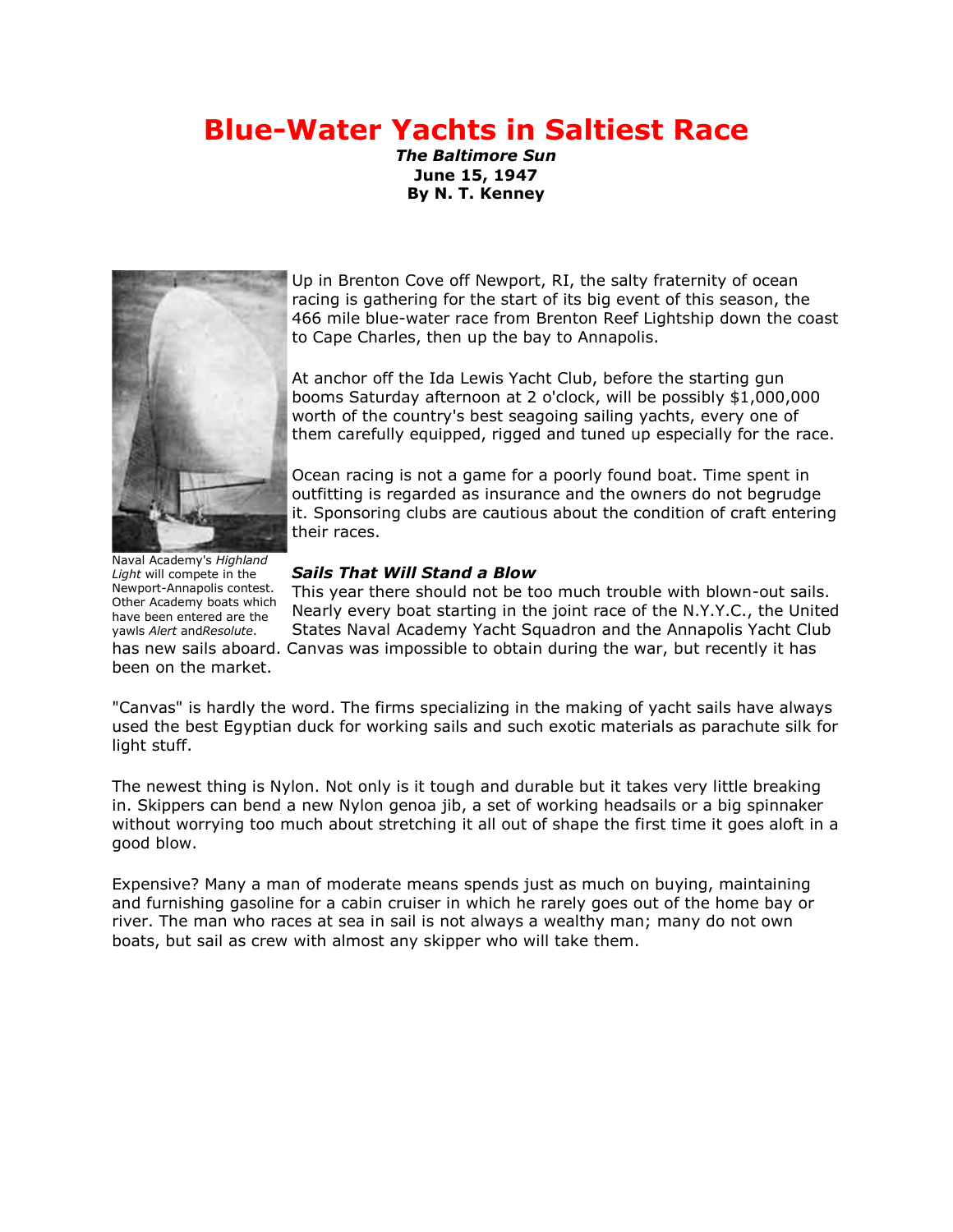# Blue-Water Yachts in Saltiest Race

***The Baltimore Sun***
**June 15, 1947**
**By N. T. Kenney**

Naval Academy's *Highland Light* will compete in the Newport-Annapolis contest. Other Academy boats which have been entered are the yawls *Alert* and *Resolute*.

Up in Brenton Cove off Newport, RI, the salty fraternity of ocean racing is gathering for the start of its big event of this season, the 466 mile blue-water race from Brenton Reef Lightship down the coast to Cape Charles, then up the bay to Annapolis.

At anchor off the Ida Lewis Yacht Club, before the starting gun booms Saturday afternoon at 2 o'clock, will be possibly $1,000,000 worth of the country's best seagoing sailing yachts, every one of them carefully equipped, rigged and tuned up especially for the race.

Ocean racing is not a game for a poorly found boat. Time spent in outfitting is regarded as insurance and the owners do not begrudge it. Sponsoring clubs are cautious about the condition of craft entering their races.

### *Sails That Will Stand a Blow*

This year there should not be too much trouble with blown-out sails. Nearly every boat starting in the joint race of the N.Y.Y.C., the United States Naval Academy Yacht Squadron and the Annapolis Yacht Club has new sails aboard. Canvas was impossible to obtain during the war, but recently it has been on the market.

"Canvas" is hardly the word. The firms specializing in the making of yacht sails have always used the best Egyptian duck for working sails and such exotic materials as parachute silk for light stuff.

The newest thing is Nylon. Not only is it tough and durable but it takes very little breaking in. Skippers can bend a new Nylon genoa jib, a set of working headsails or a big spinnaker without worrying too much about stretching it all out of shape the first time it goes aloft in a good blow.

Expensive? Many a man of moderate means spends just as much on buying, maintaining and furnishing gasoline for a cabin cruiser in which he rarely goes out of the home bay or river. The man who races at sea in sail is not always a wealthy man; many do not own boats, but sail as crew with almost any skipper who will take them.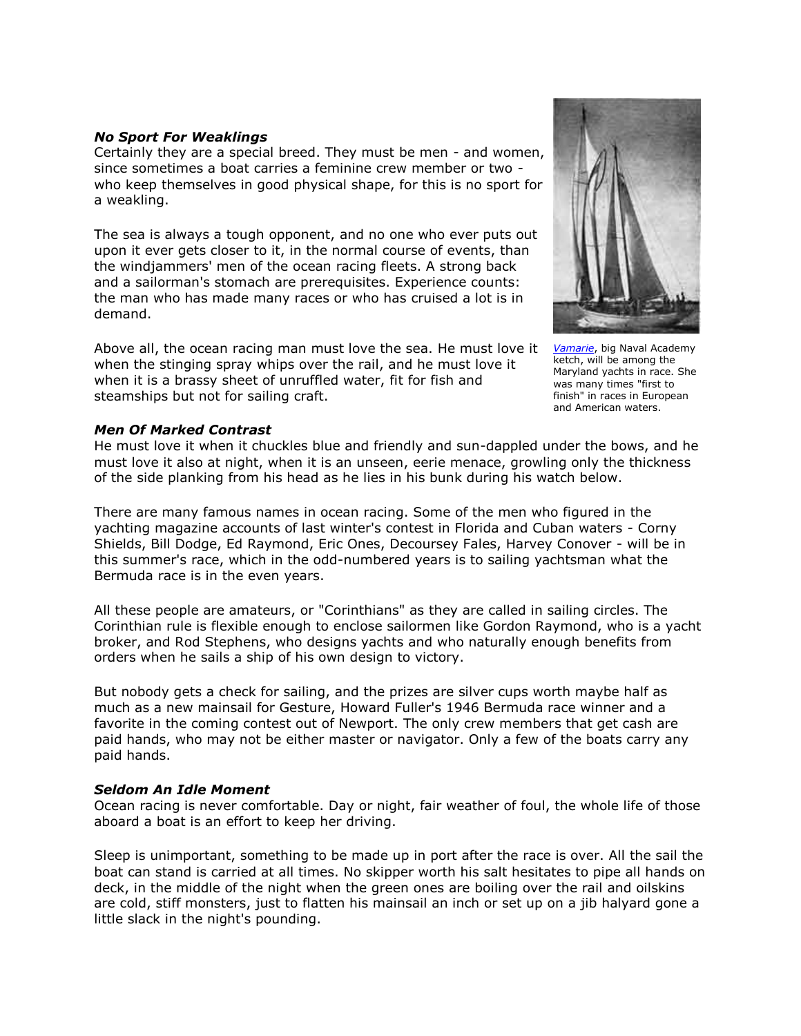### *No Sport For Weaklings*

Certainly they are a special breed. They must be men - and women, since sometimes a boat carries a feminine crew member or two - who keep themselves in good physical shape, for this is no sport for a weakling.

The sea is always a tough opponent, and no one who ever puts out upon it ever gets closer to it, in the normal course of events, than the windjammers' men of the ocean racing fleets. A strong back and a sailorman's stomach are prerequisites. Experience counts: the man who has made many races or who has cruised a lot is in demand.

Above all, the ocean racing man must love the sea. He must love it when the stinging spray whips over the rail, and he must love it when it is a brassy sheet of unruffled water, fit for fish and steamships but not for sailing craft.

*Vamarie*, big Naval Academy ketch, will be among the Maryland yachts in race. She was many times "first to finish" in races in European and American waters.

### *Men Of Marked Contrast*

He must love it when it chuckles blue and friendly and sun-dappled under the bows, and he must love it also at night, when it is an unseen, eerie menace, growling only the thickness of the side planking from his head as he lies in his bunk during his watch below.

There are many famous names in ocean racing. Some of the men who figured in the yachting magazine accounts of last winter's contest in Florida and Cuban waters - Corny Shields, Bill Dodge, Ed Raymond, Eric Ones, Decoursey Fales, Harvey Conover - will be in this summer's race, which in the odd-numbered years is to sailing yachtsman what the Bermuda race is in the even years.

All these people are amateurs, or "Corinthians" as they are called in sailing circles. The Corinthian rule is flexible enough to enclose sailormen like Gordon Raymond, who is a yacht broker, and Rod Stephens, who designs yachts and who naturally enough benefits from orders when he sails a ship of his own design to victory.

But nobody gets a check for sailing, and the prizes are silver cups worth maybe half as much as a new mainsail for Gesture, Howard Fuller's 1946 Bermuda race winner and a favorite in the coming contest out of Newport. The only crew members that get cash are paid hands, who may not be either master or navigator. Only a few of the boats carry any paid hands.

### *Seldom An Idle Moment*

Ocean racing is never comfortable. Day or night, fair weather of foul, the whole life of those aboard a boat is an effort to keep her driving.

Sleep is unimportant, something to be made up in port after the race is over. All the sail the boat can stand is carried at all times. No skipper worth his salt hesitates to pipe all hands on deck, in the middle of the night when the green ones are boiling over the rail and oilskins are cold, stiff monsters, just to flatten his mainsail an inch or set up on a jib halyard gone a little slack in the night's pounding.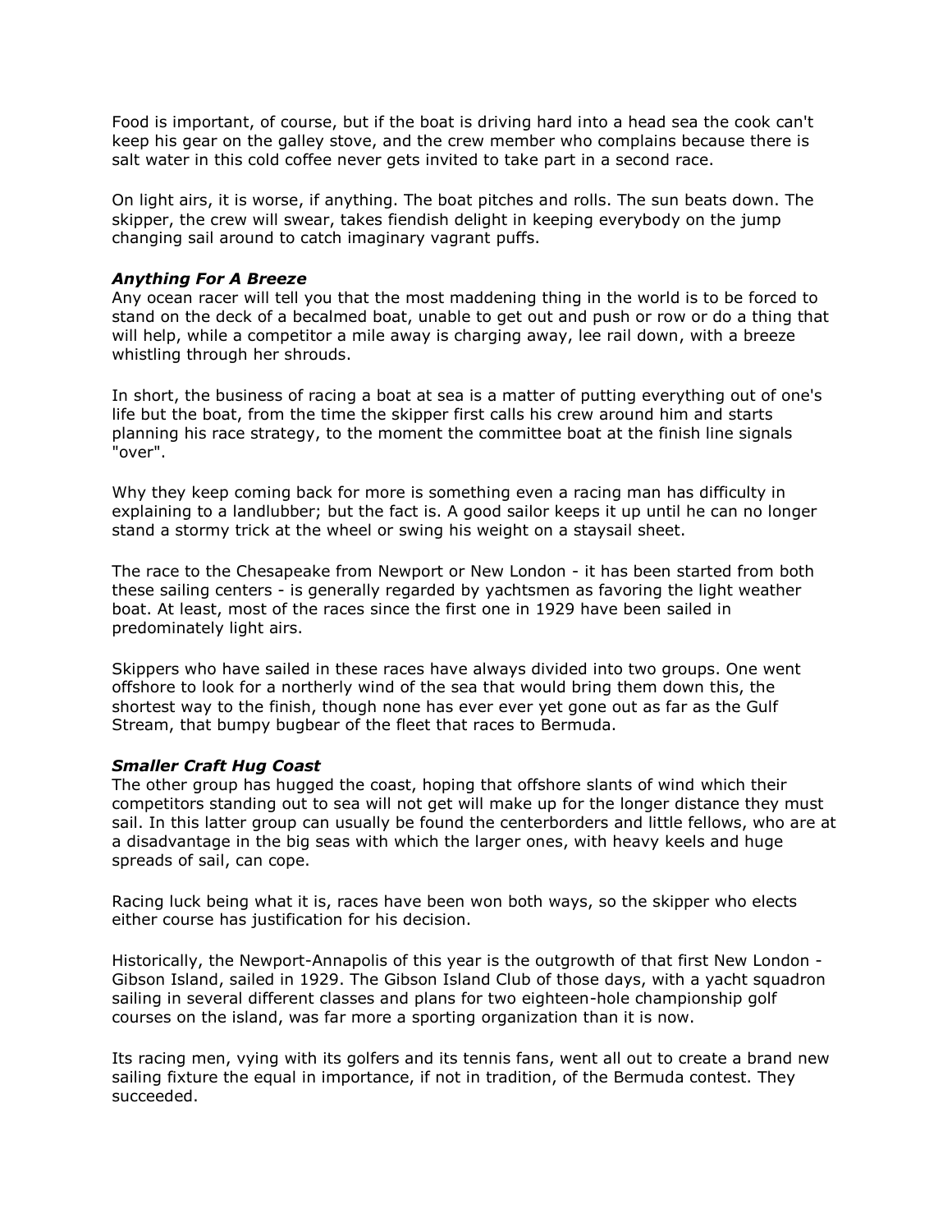Food is important, of course, but if the boat is driving hard into a head sea the cook can't keep his gear on the galley stove, and the crew member who complains because there is salt water in this cold coffee never gets invited to take part in a second race.

On light airs, it is worse, if anything. The boat pitches and rolls. The sun beats down. The skipper, the crew will swear, takes fiendish delight in keeping everybody on the jump changing sail around to catch imaginary vagrant puffs.

***Anything For A Breeze***

Any ocean racer will tell you that the most maddening thing in the world is to be forced to stand on the deck of a becalmed boat, unable to get out and push or row or do a thing that will help, while a competitor a mile away is charging away, lee rail down, with a breeze whistling through her shrouds.

In short, the business of racing a boat at sea is a matter of putting everything out of one's life but the boat, from the time the skipper first calls his crew around him and starts planning his race strategy, to the moment the committee boat at the finish line signals "over".

Why they keep coming back for more is something even a racing man has difficulty in explaining to a landlubber; but the fact is. A good sailor keeps it up until he can no longer stand a stormy trick at the wheel or swing his weight on a staysail sheet.

The race to the Chesapeake from Newport or New London - it has been started from both these sailing centers - is generally regarded by yachtsmen as favoring the light weather boat. At least, most of the races since the first one in 1929 have been sailed in predominately light airs.

Skippers who have sailed in these races have always divided into two groups. One went offshore to look for a northerly wind of the sea that would bring them down this, the shortest way to the finish, though none has ever ever yet gone out as far as the Gulf Stream, that bumpy bugbear of the fleet that races to Bermuda.

***Smaller Craft Hug Coast***

The other group has hugged the coast, hoping that offshore slants of wind which their competitors standing out to sea will not get will make up for the longer distance they must sail. In this latter group can usually be found the centerborders and little fellows, who are at a disadvantage in the big seas with which the larger ones, with heavy keels and huge spreads of sail, can cope.

Racing luck being what it is, races have been won both ways, so the skipper who elects either course has justification for his decision.

Historically, the Newport-Annapolis of this year is the outgrowth of that first New London - Gibson Island, sailed in 1929. The Gibson Island Club of those days, with a yacht squadron sailing in several different classes and plans for two eighteen-hole championship golf courses on the island, was far more a sporting organization than it is now.

Its racing men, vying with its golfers and its tennis fans, went all out to create a brand new sailing fixture the equal in importance, if not in tradition, of the Bermuda contest. They succeeded.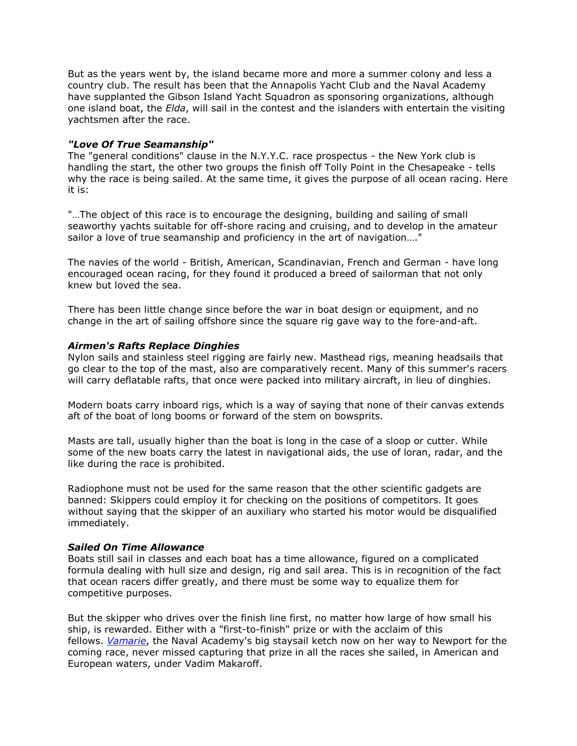But as the years went by, the island became more and more a summer colony and less a country club. The result has been that the Annapolis Yacht Club and the Naval Academy have supplanted the Gibson Island Yacht Squadron as sponsoring organizations, although one island boat, the *Elda*, will sail in the contest and the islanders with entertain the visiting yachtsmen after the race.

***"Love Of True Seamanship"***

The "general conditions" clause in the N.Y.Y.C. race prospectus - the New York club is handling the start, the other two groups the finish off Tolly Point in the Chesapeake - tells why the race is being sailed. At the same time, it gives the purpose of all ocean racing. Here it is:

"…The object of this race is to encourage the designing, building and sailing of small seaworthy yachts suitable for off-shore racing and cruising, and to develop in the amateur sailor a love of true seamanship and proficiency in the art of navigation…."

The navies of the world - British, American, Scandinavian, French and German - have long encouraged ocean racing, for they found it produced a breed of sailorman that not only knew but loved the sea.

There has been little change since before the war in boat design or equipment, and no change in the art of sailing offshore since the square rig gave way to the fore-and-aft.

***Airmen's Rafts Replace Dinghies***

Nylon sails and stainless steel rigging are fairly new. Masthead rigs, meaning headsails that go clear to the top of the mast, also are comparatively recent. Many of this summer's racers will carry deflatable rafts, that once were packed into military aircraft, in lieu of dinghies.

Modern boats carry inboard rigs, which is a way of saying that none of their canvas extends aft of the boat of long booms or forward of the stem on bowsprits.

Masts are tall, usually higher than the boat is long in the case of a sloop or cutter. While some of the new boats carry the latest in navigational aids, the use of loran, radar, and the like during the race is prohibited.

Radiophone must not be used for the same reason that the other scientific gadgets are banned: Skippers could employ it for checking on the positions of competitors. It goes without saying that the skipper of an auxiliary who started his motor would be disqualified immediately.

***Sailed On Time Allowance***

Boats still sail in classes and each boat has a time allowance, figured on a complicated formula dealing with hull size and design, rig and sail area. This is in recognition of the fact that ocean racers differ greatly, and there must be some way to equalize them for competitive purposes.

But the skipper who drives over the finish line first, no matter how large of how small his ship, is rewarded. Either with a "first-to-finish" prize or with the acclaim of this fellows. *Vamarie*, the Naval Academy's big staysail ketch now on her way to Newport for the coming race, never missed capturing that prize in all the races she sailed, in American and European waters, under Vadim Makaroff.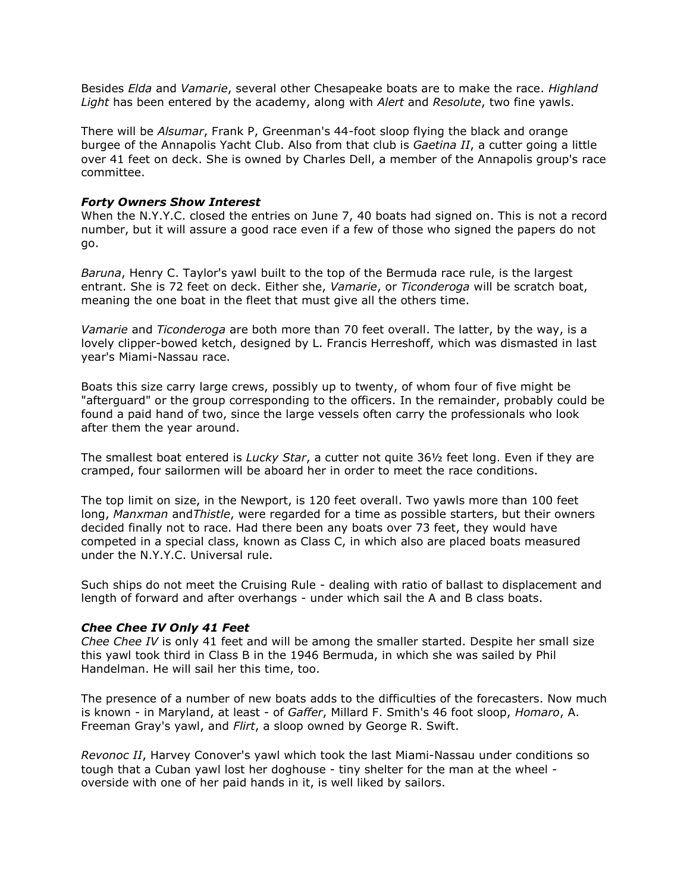Besides *Elda* and *Vamarie*, several other Chesapeake boats are to make the race. *Highland Light* has been entered by the academy, along with *Alert* and *Resolute*, two fine yawls.

There will be *Alsumar*, Frank P, Greenman's 44-foot sloop flying the black and orange burgee of the Annapolis Yacht Club. Also from that club is *Gaetina II*, a cutter going a little over 41 feet on deck. She is owned by Charles Dell, a member of the Annapolis group's race committee.

***Forty Owners Show Interest***

When the N.Y.Y.C. closed the entries on June 7, 40 boats had signed on. This is not a record number, but it will assure a good race even if a few of those who signed the papers do not go.

*Baruna*, Henry C. Taylor's yawl built to the top of the Bermuda race rule, is the largest entrant. She is 72 feet on deck. Either she, *Vamarie*, or *Ticonderoga* will be scratch boat, meaning the one boat in the fleet that must give all the others time.

*Vamarie* and *Ticonderoga* are both more than 70 feet overall. The latter, by the way, is a lovely clipper-bowed ketch, designed by L. Francis Herreshoff, which was dismasted in last year's Miami-Nassau race.

Boats this size carry large crews, possibly up to twenty, of whom four of five might be "afterguard" or the group corresponding to the officers. In the remainder, probably could be found a paid hand of two, since the large vessels often carry the professionals who look after them the year around.

The smallest boat entered is *Lucky Star*, a cutter not quite 36½ feet long. Even if they are cramped, four sailormen will be aboard her in order to meet the race conditions.

The top limit on size, in the Newport, is 120 feet overall. Two yawls more than 100 feet long, *Manxman* and*Thistle*, were regarded for a time as possible starters, but their owners decided finally not to race. Had there been any boats over 73 feet, they would have competed in a special class, known as Class C, in which also are placed boats measured under the N.Y.Y.C. Universal rule.

Such ships do not meet the Cruising Rule - dealing with ratio of ballast to displacement and length of forward and after overhangs - under which sail the A and B class boats.

***Chee Chee IV Only 41 Feet***

*Chee Chee IV* is only 41 feet and will be among the smaller started. Despite her small size this yawl took third in Class B in the 1946 Bermuda, in which she was sailed by Phil Handelman. He will sail her this time, too.

The presence of a number of new boats adds to the difficulties of the forecasters. Now much is known - in Maryland, at least - of *Gaffer*, Millard F. Smith's 46 foot sloop, *Homaro*, A. Freeman Gray's yawl, and *Flirt*, a sloop owned by George R. Swift.

*Revonoc II*, Harvey Conover's yawl which took the last Miami-Nassau under conditions so tough that a Cuban yawl lost her doghouse - tiny shelter for the man at the wheel - overside with one of her paid hands in it, is well liked by sailors.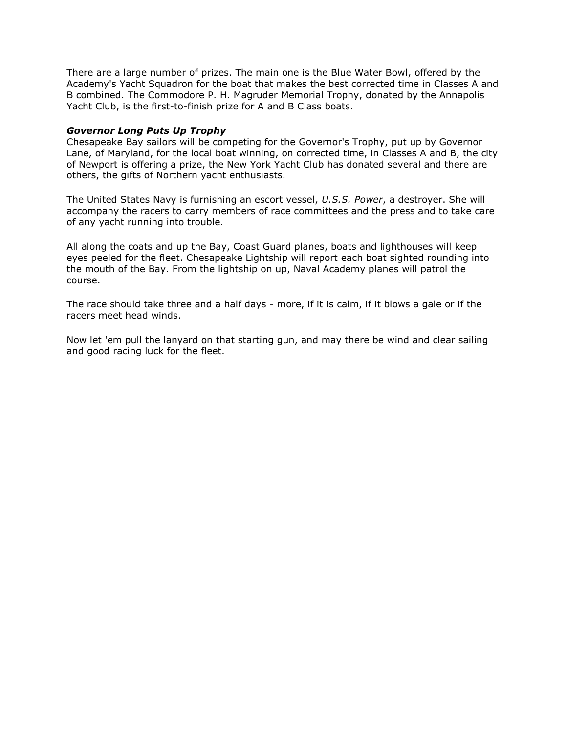There are a large number of prizes. The main one is the Blue Water Bowl, offered by the Academy's Yacht Squadron for the boat that makes the best corrected time in Classes A and B combined. The Commodore P. H. Magruder Memorial Trophy, donated by the Annapolis Yacht Club, is the first-to-finish prize for A and B Class boats.

***Governor Long Puts Up Trophy***

Chesapeake Bay sailors will be competing for the Governor's Trophy, put up by Governor Lane, of Maryland, for the local boat winning, on corrected time, in Classes A and B, the city of Newport is offering a prize, the New York Yacht Club has donated several and there are others, the gifts of Northern yacht enthusiasts.

The United States Navy is furnishing an escort vessel, *U.S.S. Power*, a destroyer. She will accompany the racers to carry members of race committees and the press and to take care of any yacht running into trouble.

All along the coats and up the Bay, Coast Guard planes, boats and lighthouses will keep eyes peeled for the fleet. Chesapeake Lightship will report each boat sighted rounding into the mouth of the Bay. From the lightship on up, Naval Academy planes will patrol the course.

The race should take three and a half days - more, if it is calm, if it blows a gale or if the racers meet head winds.

Now let 'em pull the lanyard on that starting gun, and may there be wind and clear sailing and good racing luck for the fleet.